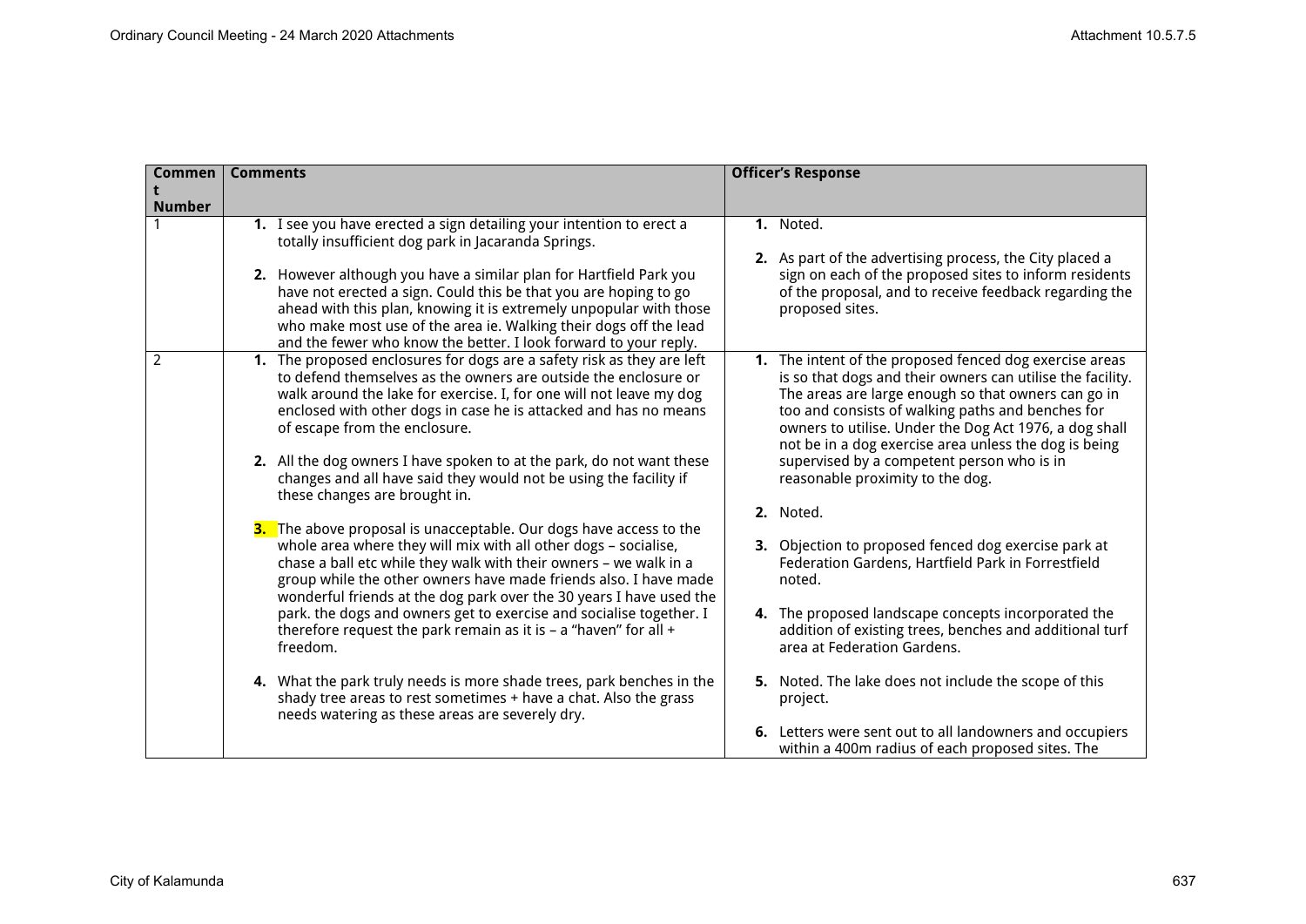| Comment Number | Comments | Officer's Response |
|---|---|---|
| 1 | **1.** I see you have erected a sign detailing your intention to erect a totally insufficient dog park in Jacaranda Springs.<br><br>**2.** However although you have a similar plan for Hartfield Park you have not erected a sign. Could this be that you are hoping to go ahead with this plan, knowing it is extremely unpopular with those who make most use of the area ie. Walking their dogs off the lead and the fewer who know the better. I look forward to your reply. | **1.** Noted.<br><br>**2.** As part of the advertising process, the City placed a sign on each of the proposed sites to inform residents of the proposal, and to receive feedback regarding the proposed sites. |
| 2 | **1.** The proposed enclosures for dogs are a safety risk as they are left to defend themselves as the owners are outside the enclosure or walk around the lake for exercise. I, for one will not leave my dog enclosed with other dogs in case he is attacked and has no means of escape from the enclosure.<br><br>**2.** All the dog owners I have spoken to at the park, do not want these changes and all have said they would not be using the facility if these changes are brought in.<br><br>**3.** The above proposal is unacceptable. Our dogs have access to the whole area where they will mix with all other dogs – socialise, chase a ball etc while they walk with their owners – we walk in a group while the other owners have made friends also. I have made wonderful friends at the dog park over the 30 years I have used the park. the dogs and owners get to exercise and socialise together. I therefore request the park remain as it is – a "haven" for all + freedom.<br><br>**4.** What the park truly needs is more shade trees, park benches in the shady tree areas to rest sometimes + have a chat. Also the grass needs watering as these areas are severely dry. | **1.** The intent of the proposed fenced dog exercise areas is so that dogs and their owners can utilise the facility. The areas are large enough so that owners can go in too and consists of walking paths and benches for owners to utilise. Under the Dog Act 1976, a dog shall not be in a dog exercise area unless the dog is being supervised by a competent person who is in reasonable proximity to the dog.<br><br>**2.** Noted.<br><br>**3.** Objection to proposed fenced dog exercise park at Federation Gardens, Hartfield Park in Forrestfield noted.<br><br>**4.** The proposed landscape concepts incorporated the addition of existing trees, benches and additional turf area at Federation Gardens.<br><br>**5.** Noted. The lake does not include the scope of this project.<br><br>**6.** Letters were sent out to all landowners and occupiers within a 400m radius of each proposed sites. The |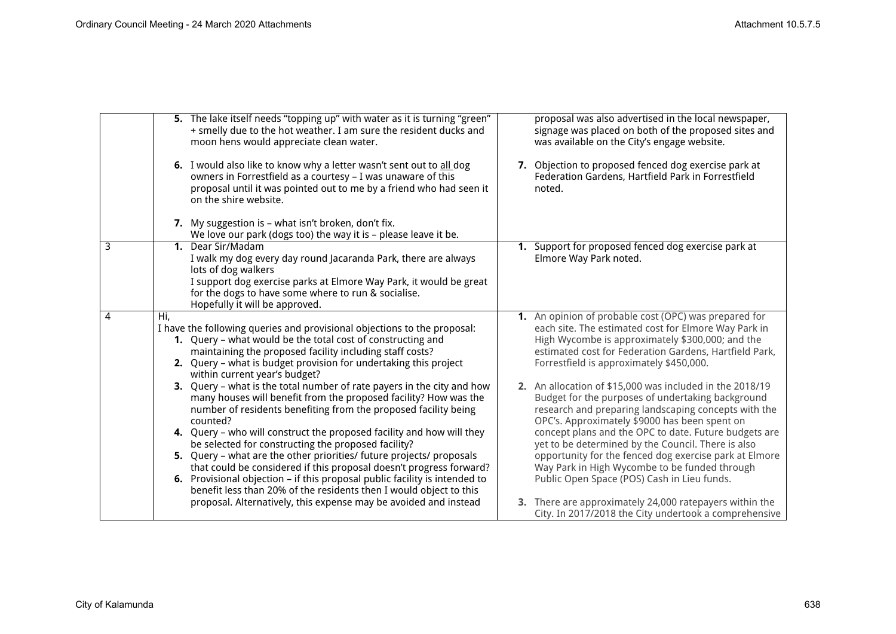| | | |
|---|---|---|
| | **5.** The lake itself needs "topping up" with water as it is turning "green" + smelly due to the hot weather. I am sure the resident ducks and moon hens would appreciate clean water.<br><br>**6.** I would also like to know why a letter wasn't sent out to all dog owners in Forrestfield as a courtesy – I was unaware of this proposal until it was pointed out to me by a friend who had seen it on the shire website.<br><br>**7.** My suggestion is – what isn't broken, don't fix.<br>We love our park (dogs too) the way it is – please leave it be. | proposal was also advertised in the local newspaper, signage was placed on both of the proposed sites and was available on the City's engage website.<br><br>**7.** Objection to proposed fenced dog exercise park at Federation Gardens, Hartfield Park in Forrestfield noted. |
| 3 | **1.** Dear Sir/Madam<br>I walk my dog every day round Jacaranda Park, there are always lots of dog walkers<br>I support dog exercise parks at Elmore Way Park, it would be great for the dogs to have some where to run & socialise.<br>Hopefully it will be approved. | **1.** Support for proposed fenced dog exercise park at Elmore Way Park noted. |
| 4 | Hi,<br>I have the following queries and provisional objections to the proposal:<br>**1.** Query – what would be the total cost of constructing and maintaining the proposed facility including staff costs?<br>**2.** Query – what is budget provision for undertaking this project within current year's budget?<br>**3.** Query – what is the total number of rate payers in the city and how many houses will benefit from the proposed facility? How was the number of residents benefiting from the proposed facility being counted?<br>**4.** Query – who will construct the proposed facility and how will they be selected for constructing the proposed facility?<br>**5.** Query – what are the other priorities/ future projects/ proposals that could be considered if this proposal doesn't progress forward?<br>**6.** Provisional objection – if this proposal public facility is intended to benefit less than 20% of the residents then I would object to this proposal. Alternatively, this expense may be avoided and instead | **1.** An opinion of probable cost (OPC) was prepared for each site. The estimated cost for Elmore Way Park in High Wycombe is approximately $300,000; and the estimated cost for Federation Gardens, Hartfield Park, Forrestfield is approximately $450,000.<br><br>**2.** An allocation of $15,000 was included in the 2018/19 Budget for the purposes of undertaking background research and preparing landscaping concepts with the OPC's. Approximately $9000 has been spent on concept plans and the OPC to date. Future budgets are yet to be determined by the Council. There is also opportunity for the fenced dog exercise park at Elmore Way Park in High Wycombe to be funded through Public Open Space (POS) Cash in Lieu funds.<br><br>**3.** There are approximately 24,000 ratepayers within the City. In 2017/2018 the City undertook a comprehensive |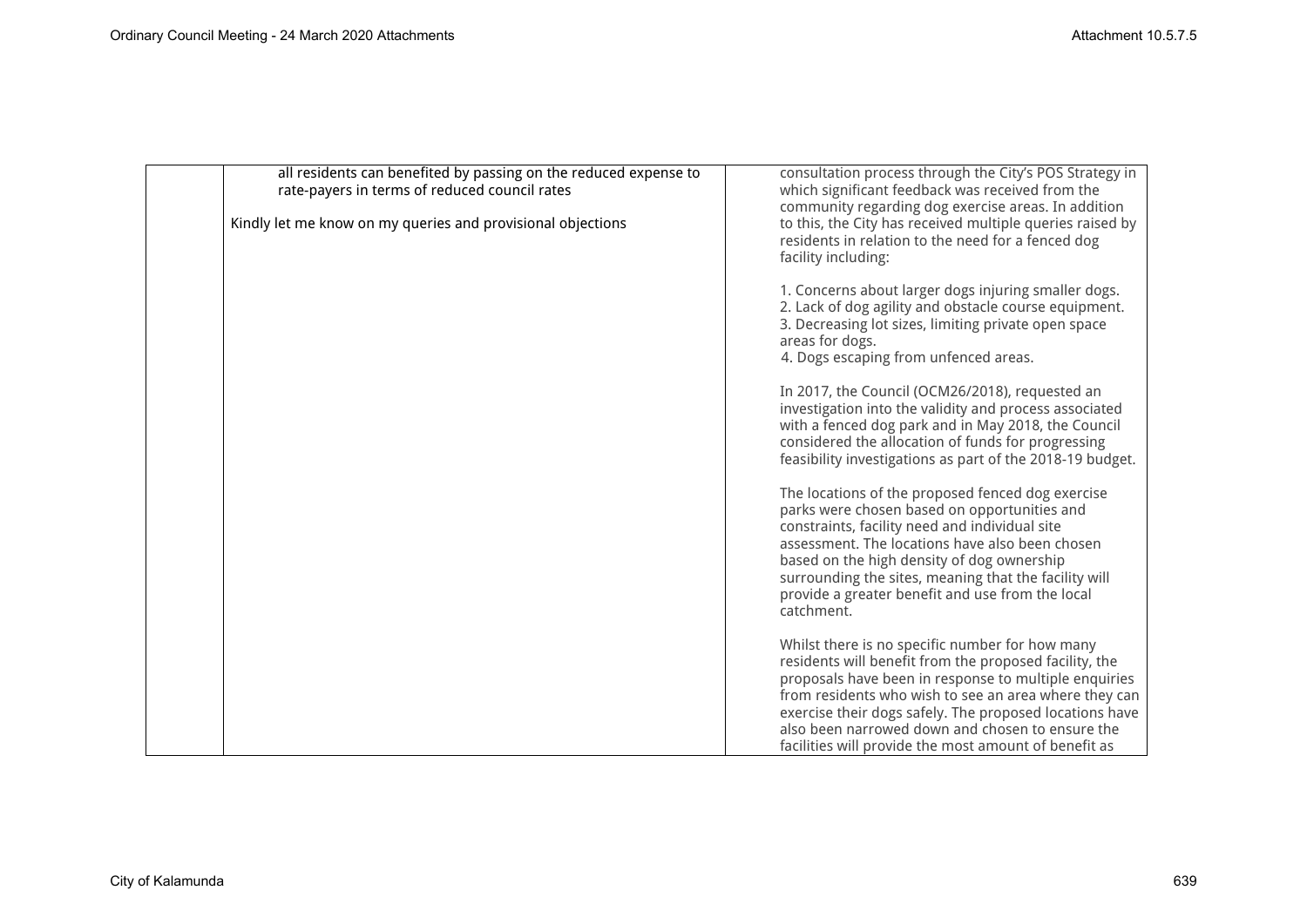| | | | |
|---|---|---|---|
| | all residents can benefited by passing on the reduced expense to rate-payers in terms of reduced council rates<br><br>Kindly let me know on my queries and provisional objections | | consultation process through the City's POS Strategy in which significant feedback was received from the community regarding dog exercise areas. In addition to this, the City has received multiple queries raised by residents in relation to the need for a fenced dog facility including:<br><br>1. Concerns about larger dogs injuring smaller dogs.<br>2. Lack of dog agility and obstacle course equipment.<br>3. Decreasing lot sizes, limiting private open space areas for dogs.<br>4. Dogs escaping from unfenced areas.<br><br>In 2017, the Council (OCM26/2018), requested an investigation into the validity and process associated with a fenced dog park and in May 2018, the Council considered the allocation of funds for progressing feasibility investigations as part of the 2018-19 budget.<br><br>The locations of the proposed fenced dog exercise parks were chosen based on opportunities and constraints, facility need and individual site assessment. The locations have also been chosen based on the high density of dog ownership surrounding the sites, meaning that the facility will provide a greater benefit and use from the local catchment.<br><br>Whilst there is no specific number for how many residents will benefit from the proposed facility, the proposals have been in response to multiple enquiries from residents who wish to see an area where they can exercise their dogs safely. The proposed locations have also been narrowed down and chosen to ensure the facilities will provide the most amount of benefit as |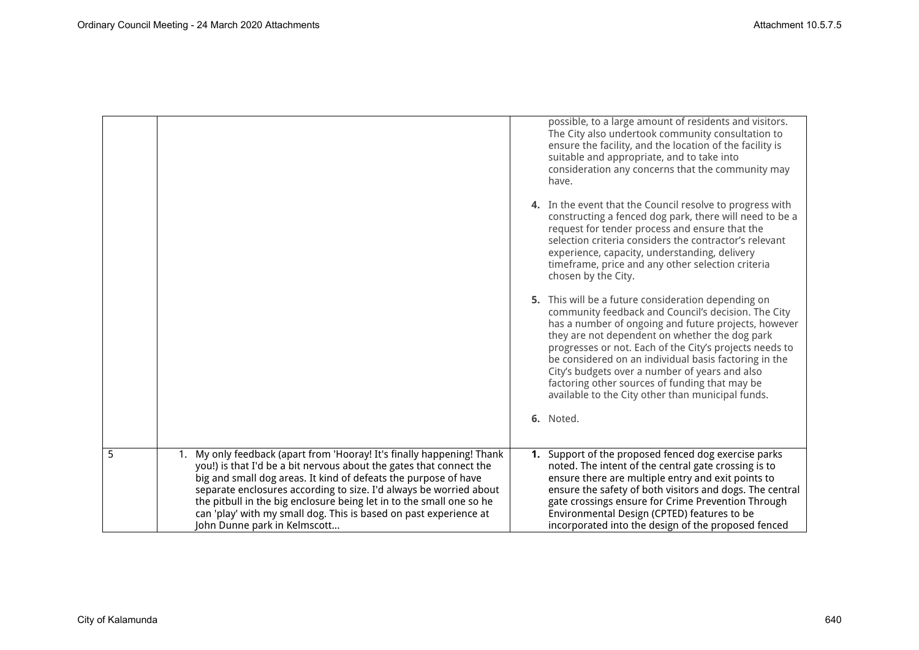| | | |
|---|---|---|
| | | possible, to a large amount of residents and visitors. The City also undertook community consultation to ensure the facility, and the location of the facility is suitable and appropriate, and to take into consideration any concerns that the community may have.<br><br>**4.** In the event that the Council resolve to progress with constructing a fenced dog park, there will need to be a request for tender process and ensure that the selection criteria considers the contractor's relevant experience, capacity, understanding, delivery timeframe, price and any other selection criteria chosen by the City.<br><br>**5.** This will be a future consideration depending on community feedback and Council's decision. The City has a number of ongoing and future projects, however they are not dependent on whether the dog park progresses or not. Each of the City's projects needs to be considered on an individual basis factoring in the City's budgets over a number of years and also factoring other sources of funding that may be available to the City other than municipal funds.<br><br>**6.** Noted. |
| 5 | 1. My only feedback (apart from 'Hooray! It's finally happening! Thank you!) is that I'd be a bit nervous about the gates that connect the big and small dog areas. It kind of defeats the purpose of have separate enclosures according to size. I'd always be worried about the pitbull in the big enclosure being let in to the small one so he can 'play' with my small dog. This is based on past experience at John Dunne park in Kelmscott... | **1.** Support of the proposed fenced dog exercise parks noted. The intent of the central gate crossing is to ensure there are multiple entry and exit points to ensure the safety of both visitors and dogs. The central gate crossings ensure for Crime Prevention Through Environmental Design (CPTED) features to be incorporated into the design of the proposed fenced |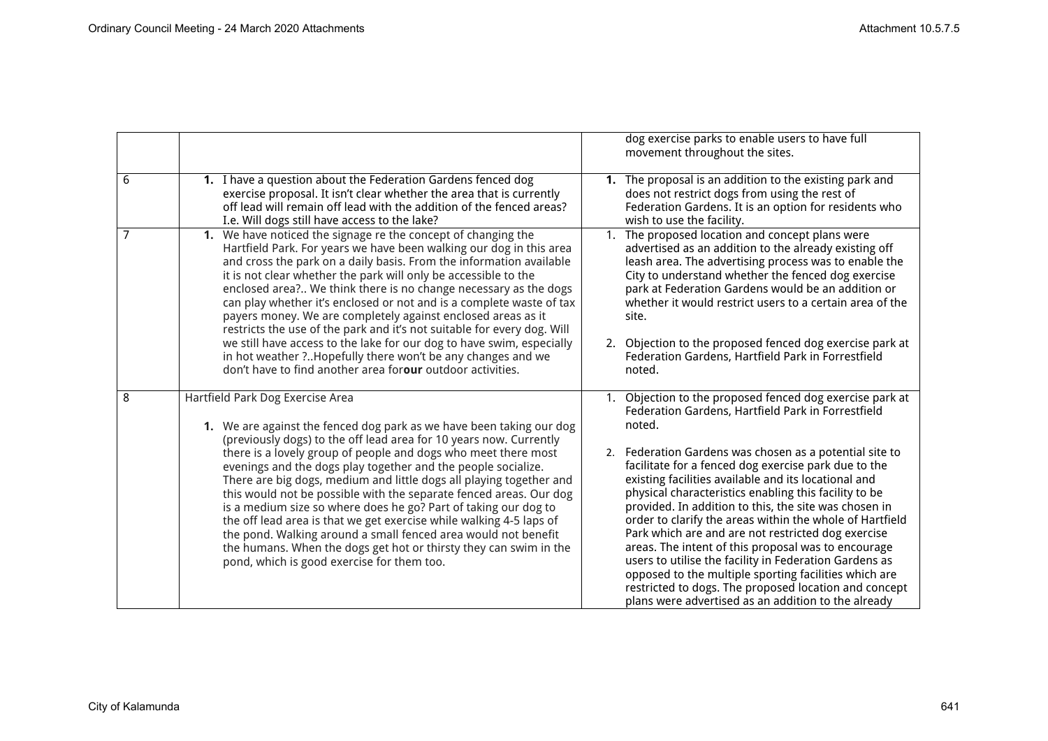| | | |
|---|---|---|
| | | dog exercise parks to enable users to have full movement throughout the sites. |
| 6 | **1.** I have a question about the Federation Gardens fenced dog exercise proposal. It isn't clear whether the area that is currently off lead will remain off lead with the addition of the fenced areas? I.e. Will dogs still have access to the lake? | **1.** The proposal is an addition to the existing park and does not restrict dogs from using the rest of Federation Gardens. It is an option for residents who wish to use the facility. |
| 7 | **1.** We have noticed the signage re the concept of changing the Hartfield Park. For years we have been walking our dog in this area and cross the park on a daily basis. From the information available it is not clear whether the park will only be accessible to the enclosed area?.. We think there is no change necessary as the dogs can play whether it's enclosed or not and is a complete waste of tax payers money. We are completely against enclosed areas as it restricts the use of the park and it's not suitable for every dog. Will we still have access to the lake for our dog to have swim, especially in hot weather ?..Hopefully there won't be any changes and we don't have to find another area for**our** outdoor activities. | 1. The proposed location and concept plans were advertised as an addition to the already existing off leash area. The advertising process was to enable the City to understand whether the fenced dog exercise park at Federation Gardens would be an addition or whether it would restrict users to a certain area of the site.<br><br>2. Objection to the proposed fenced dog exercise park at Federation Gardens, Hartfield Park in Forrestfield noted. |
| 8 | Hartfield Park Dog Exercise Area<br><br>**1.** We are against the fenced dog park as we have been taking our dog (previously dogs) to the off lead area for 10 years now. Currently there is a lovely group of people and dogs who meet there most evenings and the dogs play together and the people socialize. There are big dogs, medium and little dogs all playing together and this would not be possible with the separate fenced areas. Our dog is a medium size so where does he go? Part of taking our dog to the off lead area is that we get exercise while walking 4-5 laps of the pond. Walking around a small fenced area would not benefit the humans. When the dogs get hot or thirsty they can swim in the pond, which is good exercise for them too. | 1. Objection to the proposed fenced dog exercise park at Federation Gardens, Hartfield Park in Forrestfield noted.<br><br>2. Federation Gardens was chosen as a potential site to facilitate for a fenced dog exercise park due to the existing facilities available and its locational and physical characteristics enabling this facility to be provided. In addition to this, the site was chosen in order to clarify the areas within the whole of Hartfield Park which are and are not restricted dog exercise areas. The intent of this proposal was to encourage users to utilise the facility in Federation Gardens as opposed to the multiple sporting facilities which are restricted to dogs. The proposed location and concept plans were advertised as an addition to the already |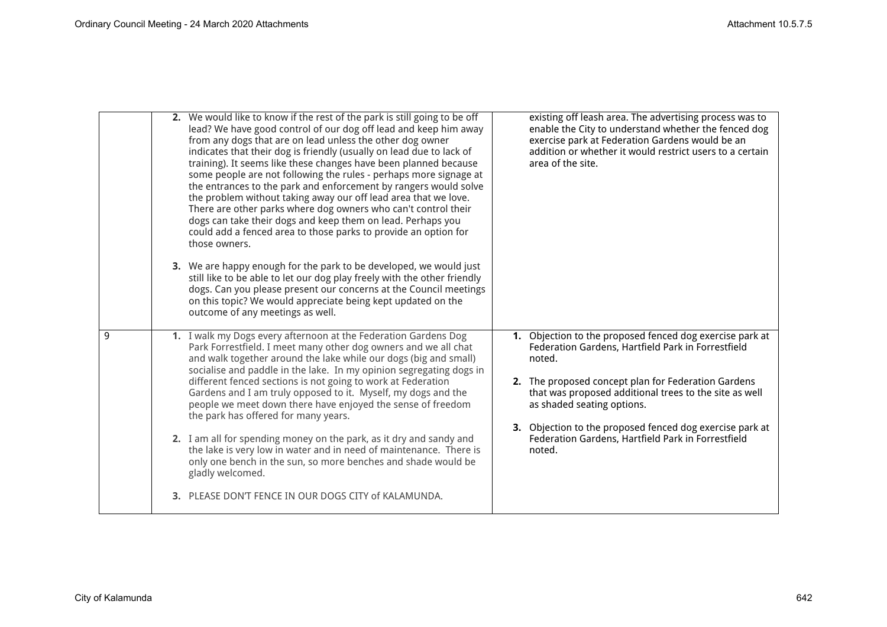| | | |
|---|---|---|
| | **2.** We would like to know if the rest of the park is still going to be off lead? We have good control of our dog off lead and keep him away from any dogs that are on lead unless the other dog owner indicates that their dog is friendly (usually on lead due to lack of training). It seems like these changes have been planned because some people are not following the rules - perhaps more signage at the entrances to the park and enforcement by rangers would solve the problem without taking away our off lead area that we love. There are other parks where dog owners who can't control their dogs can take their dogs and keep them on lead. Perhaps you could add a fenced area to those parks to provide an option for those owners.<br><br>**3.** We are happy enough for the park to be developed, we would just still like to be able to let our dog play freely with the other friendly dogs. Can you please present our concerns at the Council meetings on this topic? We would appreciate being kept updated on the outcome of any meetings as well. | existing off leash area. The advertising process was to enable the City to understand whether the fenced dog exercise park at Federation Gardens would be an addition or whether it would restrict users to a certain area of the site. |
| 9 | **1.** I walk my Dogs every afternoon at the Federation Gardens Dog Park Forrestfield. I meet many other dog owners and we all chat and walk together around the lake while our dogs (big and small) socialise and paddle in the lake. In my opinion segregating dogs in different fenced sections is not going to work at Federation Gardens and I am truly opposed to it. Myself, my dogs and the people we meet down there have enjoyed the sense of freedom the park has offered for many years.<br><br>**2.** I am all for spending money on the park, as it dry and sandy and the lake is very low in water and in need of maintenance. There is only one bench in the sun, so more benches and shade would be gladly welcomed.<br><br>**3.** PLEASE DON'T FENCE IN OUR DOGS CITY of KALAMUNDA. | **1.** Objection to the proposed fenced dog exercise park at Federation Gardens, Hartfield Park in Forrestfield noted.<br><br>**2.** The proposed concept plan for Federation Gardens that was proposed additional trees to the site as well as shaded seating options.<br><br>**3.** Objection to the proposed fenced dog exercise park at Federation Gardens, Hartfield Park in Forrestfield noted. |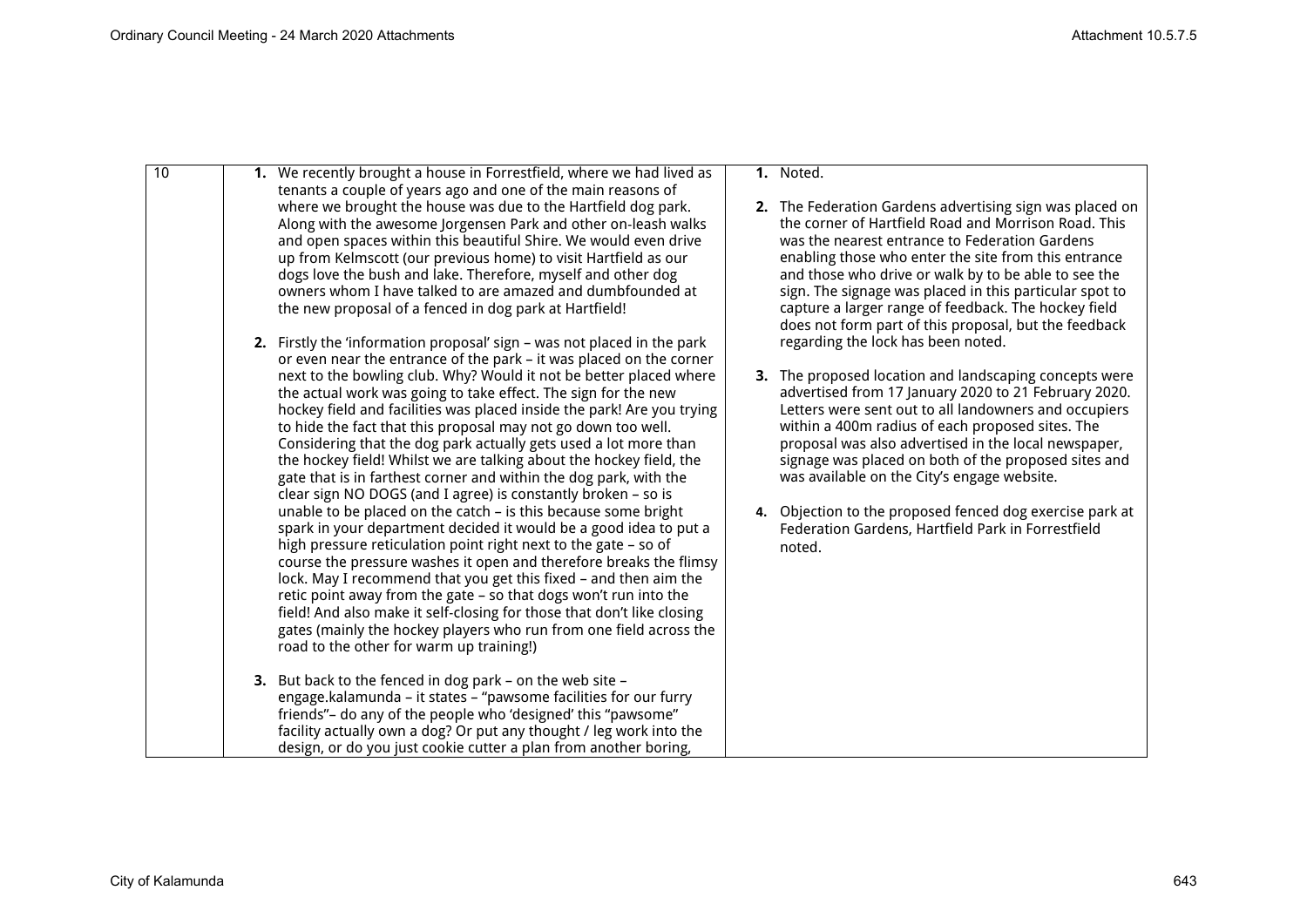| 10 | 1. We recently brought a house in Forrestfield, where we had lived as tenants a couple of years ago and one of the main reasons of where we brought the house was due to the Hartfield dog park. Along with the awesome Jorgensen Park and other on-leash walks and open spaces within this beautiful Shire. We would even drive up from Kelmscott (our previous home) to visit Hartfield as our dogs love the bush and lake. Therefore, myself and other dog owners whom I have talked to are amazed and dumbfounded at the new proposal of a fenced in dog park at Hartfield!<br><br>2. Firstly the 'information proposal' sign – was not placed in the park or even near the entrance of the park – it was placed on the corner next to the bowling club. Why? Would it not be better placed where the actual work was going to take effect. The sign for the new hockey field and facilities was placed inside the park! Are you trying to hide the fact that this proposal may not go down too well. Considering that the dog park actually gets used a lot more than the hockey field! Whilst we are talking about the hockey field, the gate that is in farthest corner and within the dog park, with the clear sign NO DOGS (and I agree) is constantly broken – so is unable to be placed on the catch – is this because some bright spark in your department decided it would be a good idea to put a high pressure reticulation point right next to the gate – so of course the pressure washes it open and therefore breaks the flimsy lock. May I recommend that you get this fixed – and then aim the retic point away from the gate – so that dogs won't run into the field! And also make it self-closing for those that don't like closing gates (mainly the hockey players who run from one field across the road to the other for warm up training!)<br><br>3. But back to the fenced in dog park – on the web site – engage.kalamunda – it states – "pawsome facilities for our furry friends"– do any of the people who 'designed' this "pawsome" facility actually own a dog? Or put any thought / leg work into the design, or do you just cookie cutter a plan from another boring, | 1. Noted.<br><br>2. The Federation Gardens advertising sign was placed on the corner of Hartfield Road and Morrison Road. This was the nearest entrance to Federation Gardens enabling those who enter the site from this entrance and those who drive or walk by to be able to see the sign. The signage was placed in this particular spot to capture a larger range of feedback. The hockey field does not form part of this proposal, but the feedback regarding the lock has been noted.<br><br>3. The proposed location and landscaping concepts were advertised from 17 January 2020 to 21 February 2020. Letters were sent out to all landowners and occupiers within a 400m radius of each proposed sites. The proposal was also advertised in the local newspaper, signage was placed on both of the proposed sites and was available on the City's engage website.<br><br>4. Objection to the proposed fenced dog exercise park at Federation Gardens, Hartfield Park in Forrestfield noted. |
|---|---|---|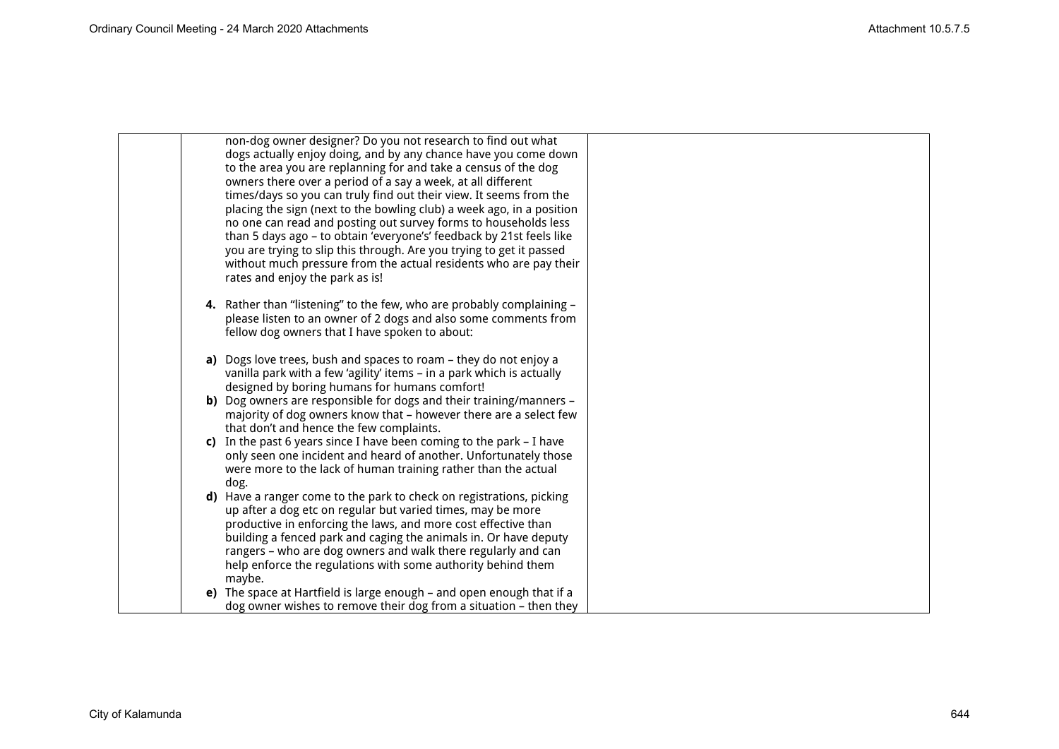| | | |
|---|---|---|
| | non-dog owner designer? Do you not research to find out what dogs actually enjoy doing, and by any chance have you come down to the area you are replanning for and take a census of the dog owners there over a period of a say a week, at all different times/days so you can truly find out their view. It seems from the placing the sign (next to the bowling club) a week ago, in a position no one can read and posting out survey forms to households less than 5 days ago – to obtain 'everyone's' feedback by 21st feels like you are trying to slip this through. Are you trying to get it passed without much pressure from the actual residents who are pay their rates and enjoy the park as is!<br><br>**4.** Rather than "listening" to the few, who are probably complaining – please listen to an owner of 2 dogs and also some comments from fellow dog owners that I have spoken to about:<br><br>**a)** Dogs love trees, bush and spaces to roam – they do not enjoy a vanilla park with a few 'agility' items – in a park which is actually designed by boring humans for humans comfort!<br>**b)** Dog owners are responsible for dogs and their training/manners – majority of dog owners know that – however there are a select few that don't and hence the few complaints.<br>**c)** In the past 6 years since I have been coming to the park – I have only seen one incident and heard of another. Unfortunately those were more to the lack of human training rather than the actual dog.<br>**d)** Have a ranger come to the park to check on registrations, picking up after a dog etc on regular but varied times, may be more productive in enforcing the laws, and more cost effective than building a fenced park and caging the animals in. Or have deputy rangers – who are dog owners and walk there regularly and can help enforce the regulations with some authority behind them maybe.<br>**e)** The space at Hartfield is large enough – and open enough that if a dog owner wishes to remove their dog from a situation – then they | |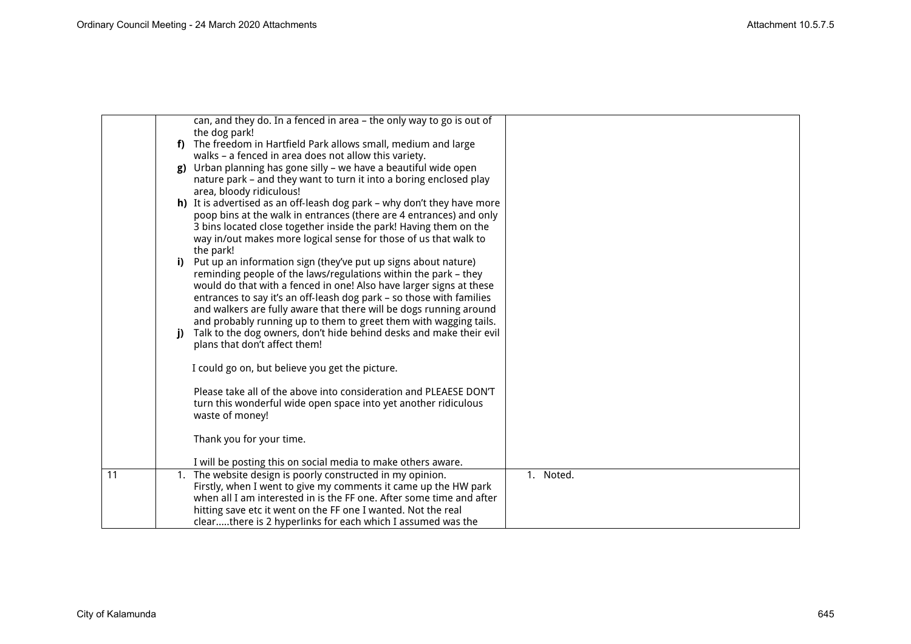| | | |
|---|---|---|
| | can, and they do. In a fenced in area – the only way to go is out of the dog park!<br>**f)** The freedom in Hartfield Park allows small, medium and large walks – a fenced in area does not allow this variety.<br>**g)** Urban planning has gone silly – we have a beautiful wide open nature park – and they want to turn it into a boring enclosed play area, bloody ridiculous!<br>**h)** It is advertised as an off-leash dog park – why don't they have more poop bins at the walk in entrances (there are 4 entrances) and only 3 bins located close together inside the park! Having them on the way in/out makes more logical sense for those of us that walk to the park!<br>**i)** Put up an information sign (they've put up signs about nature) reminding people of the laws/regulations within the park – they would do that with a fenced in one! Also have larger signs at these entrances to say it's an off-leash dog park – so those with families and walkers are fully aware that there will be dogs running around and probably running up to them to greet them with wagging tails.<br>**j)** Talk to the dog owners, don't hide behind desks and make their evil plans that don't affect them!<br><br>I could go on, but believe you get the picture.<br><br>Please take all of the above into consideration and PLEAESE DON'T turn this wonderful wide open space into yet another ridiculous waste of money!<br><br>Thank you for your time.<br><br>I will be posting this on social media to make others aware. | |
| 11 | 1. The website design is poorly constructed in my opinion. Firstly, when I went to give my comments it came up the HW park when all I am interested in is the FF one. After some time and after hitting save etc it went on the FF one I wanted. Not the real clear.....there is 2 hyperlinks for each which I assumed was the | 1. Noted. |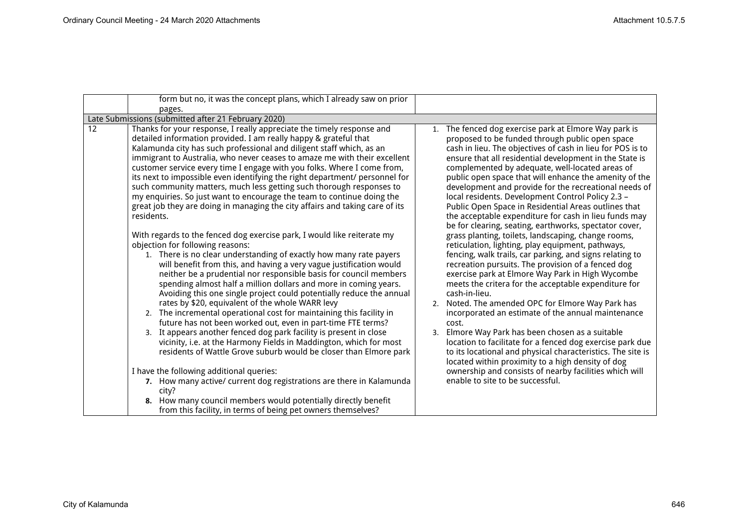| | | |
|---|---|---|
| | form but no, it was the concept plans, which I already saw on prior pages. | |
| Late Submissions (submitted after 21 February 2020) | | |
| 12 | Thanks for your response, I really appreciate the timely response and detailed information provided. I am really happy & grateful that Kalamunda city has such professional and diligent staff which, as an immigrant to Australia, who never ceases to amaze me with their excellent customer service every time I engage with you folks. Where I come from, its next to impossible even identifying the right department/ personnel for such community matters, much less getting such thorough responses to my enquiries. So just want to encourage the team to continue doing the great job they are doing in managing the city affairs and taking care of its residents.<br><br>With regards to the fenced dog exercise park, I would like reiterate my objection for following reasons:<br>1. There is no clear understanding of exactly how many rate payers will benefit from this, and having a very vague justification would neither be a prudential nor responsible basis for council members spending almost half a million dollars and more in coming years. Avoiding this one single project could potentially reduce the annual rates by $20, equivalent of the whole WARR levy<br>2. The incremental operational cost for maintaining this facility in future has not been worked out, even in part-time FTE terms?<br>3. It appears another fenced dog park facility is present in close vicinity, i.e. at the Harmony Fields in Maddington, which for most residents of Wattle Grove suburb would be closer than Elmore park<br><br>I have the following additional queries:<br>**7.** How many active/ current dog registrations are there in Kalamunda city?<br>**8.** How many council members would potentially directly benefit from this facility, in terms of being pet owners themselves? | 1. The fenced dog exercise park at Elmore Way park is proposed to be funded through public open space cash in lieu. The objectives of cash in lieu for POS is to ensure that all residential development in the State is complemented by adequate, well-located areas of public open space that will enhance the amenity of the development and provide for the recreational needs of local residents. Development Control Policy 2.3 – Public Open Space in Residential Areas outlines that the acceptable expenditure for cash in lieu funds may be for clearing, seating, earthworks, spectator cover, grass planting, toilets, landscaping, change rooms, reticulation, lighting, play equipment, pathways, fencing, walk trails, car parking, and signs relating to recreation pursuits. The provision of a fenced dog exercise park at Elmore Way Park in High Wycombe meets the critera for the acceptable expenditure for cash-in-lieu.<br>2. Noted. The amended OPC for Elmore Way Park has incorporated an estimate of the annual maintenance cost.<br>3. Elmore Way Park has been chosen as a suitable location to facilitate for a fenced dog exercise park due to its locational and physical characteristics. The site is located within proximity to a high density of dog ownership and consists of nearby facilities which will enable to site to be successful. |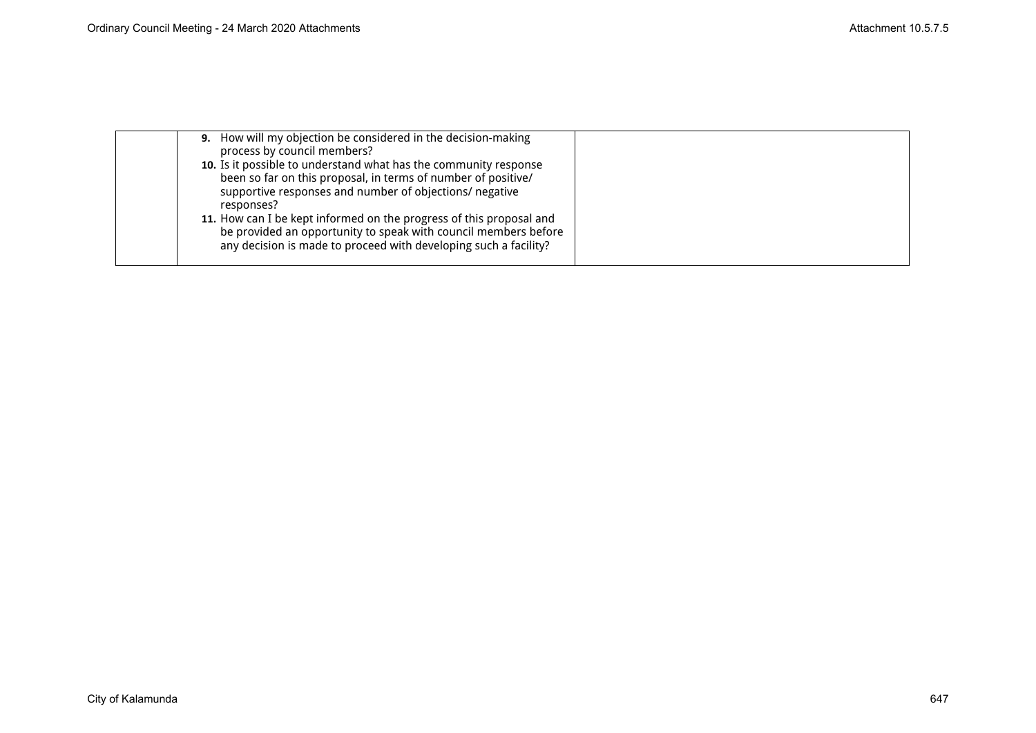| | | |
|---|---|---|
| | 9. How will my objection be considered in the decision-making process by council members?<br>10. Is it possible to understand what has the community response been so far on this proposal, in terms of number of positive/ supportive responses and number of objections/ negative responses?<br>11. How can I be kept informed on the progress of this proposal and be provided an opportunity to speak with council members before any decision is made to proceed with developing such a facility? | |